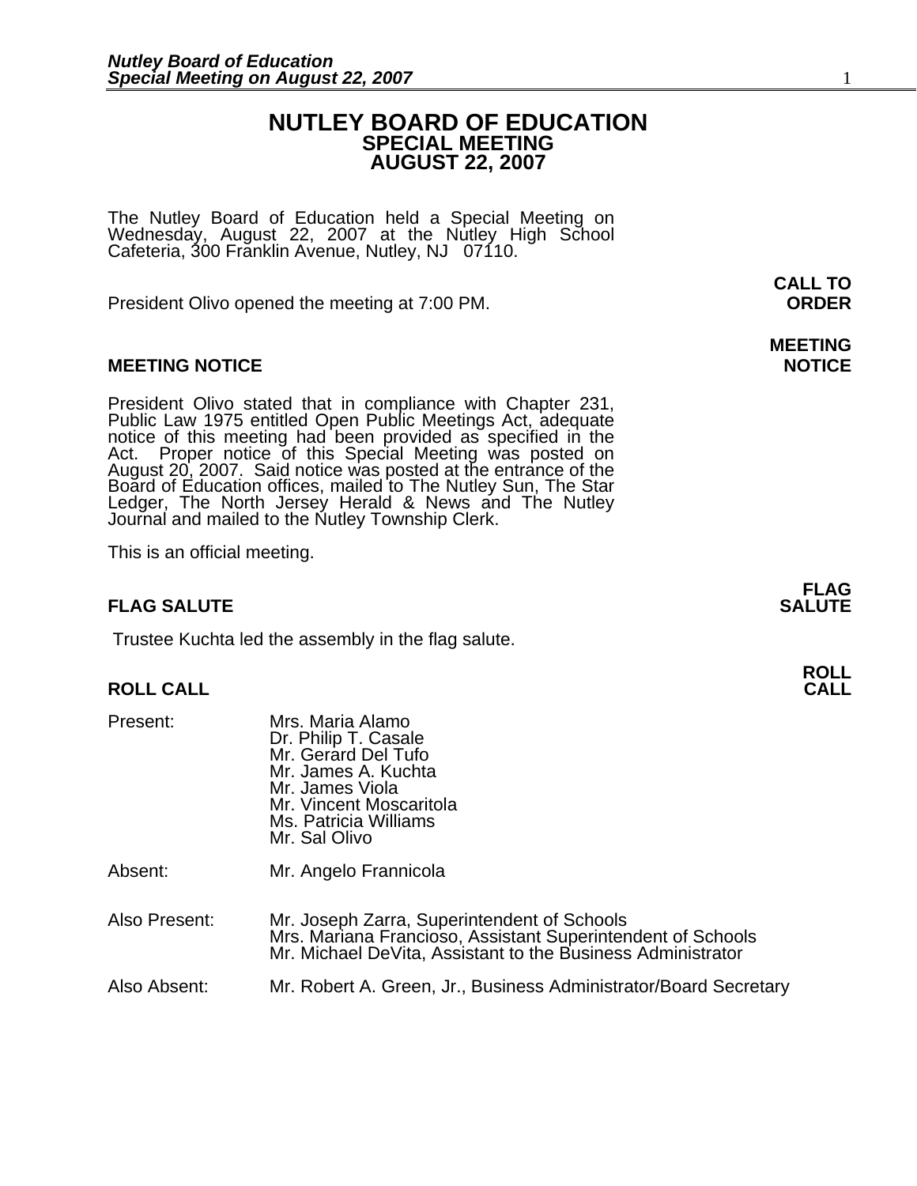# NUTLEY BOARD OF EDUCATION
## SPECIAL MEETING
## AUGUST 22, 2007

The Nutley Board of Education held a Special Meeting on Wednesday, August 22, 2007 at the Nutley High School Cafeteria, 300 Franklin Avenue, Nutley, NJ 07110.

**CALL TO ORDER**

President Olivo opened the meeting at 7:00 PM.

**MEETING NOTICE**

President Olivo stated that in compliance with Chapter 231, Public Law 1975 entitled Open Public Meetings Act, adequate notice of this meeting had been provided as specified in the Act. Proper notice of this Special Meeting was posted on August 20, 2007. Said notice was posted at the entrance of the Board of Education offices, mailed to The Nutley Sun, The Star Ledger, The North Jersey Herald & News and The Nutley Journal and mailed to the Nutley Township Clerk.

This is an official meeting.

**FLAG SALUTE**

Trustee Kuchta led the assembly in the flag salute.

**ROLL CALL**

Present:
- Mrs. Maria Alamo
- Dr. Philip T. Casale
- Mr. Gerard Del Tufo
- Mr. James A. Kuchta
- Mr. James Viola
- Mr. Vincent Moscaritola
- Ms. Patricia Williams
- Mr. Sal Olivo

Absent: Mr. Angelo Frannicola

Also Present:
- Mr. Joseph Zarra, Superintendent of Schools
- Mrs. Mariana Francioso, Assistant Superintendent of Schools
- Mr. Michael DeVita, Assistant to the Business Administrator

Also Absent: Mr. Robert A. Green, Jr., Business Administrator/Board Secretary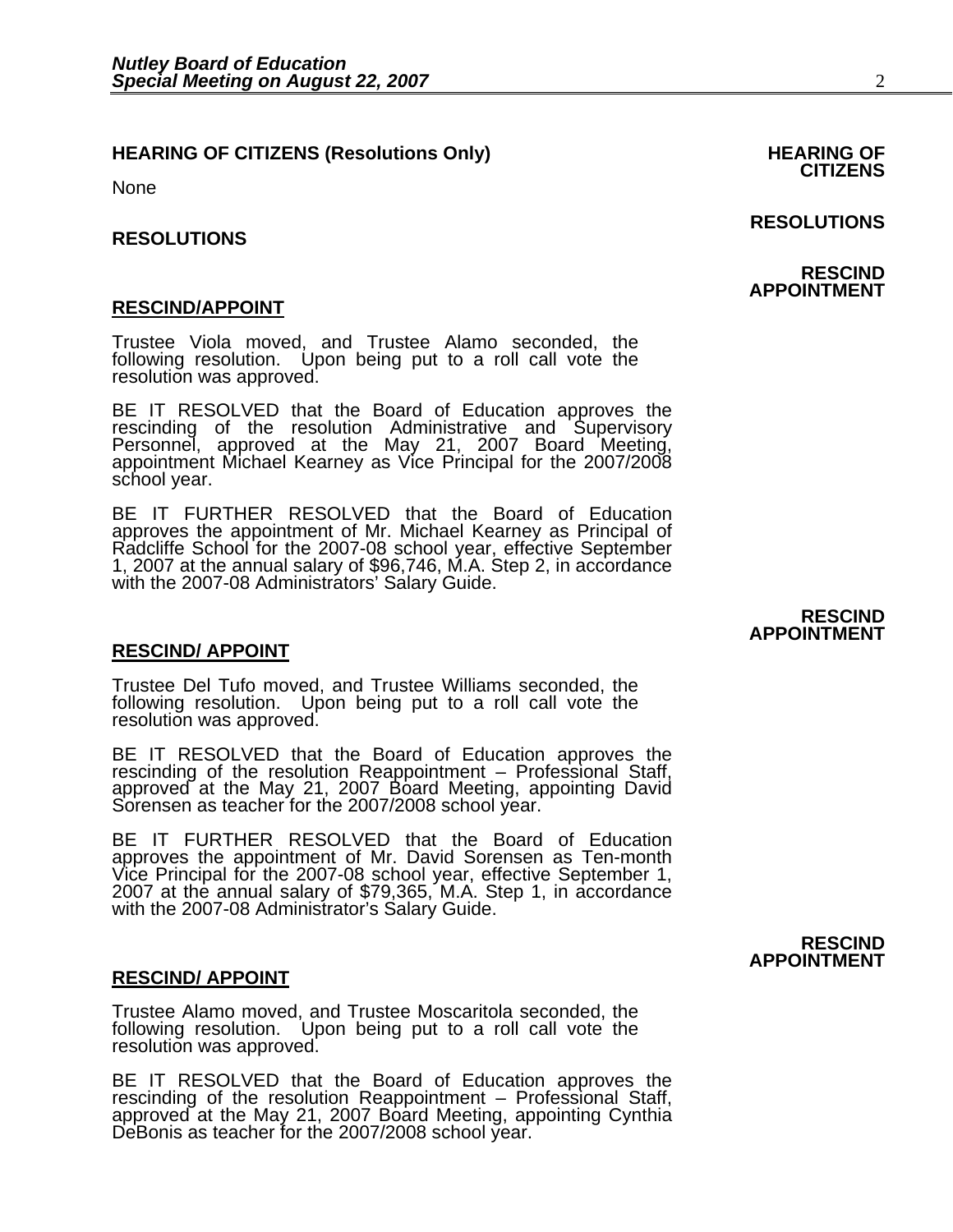**HEARING OF CITIZENS (Resolutions Only)**

None

**RESOLUTIONS**

**RESCIND/APPOINT**

Trustee Viola moved, and Trustee Alamo seconded, the following resolution. Upon being put to a roll call vote the resolution was approved.

BE IT RESOLVED that the Board of Education approves the rescinding of the resolution Administrative and Supervisory Personnel, approved at the May 21, 2007 Board Meeting, appointment Michael Kearney as Vice Principal for the 2007/2008 school year.

BE IT FURTHER RESOLVED that the Board of Education approves the appointment of Mr. Michael Kearney as Principal of Radcliffe School for the 2007-08 school year, effective September 1, 2007 at the annual salary of $96,746, M.A. Step 2, in accordance with the 2007-08 Administrators' Salary Guide.

**RESCIND/ APPOINT**

Trustee Del Tufo moved, and Trustee Williams seconded, the following resolution. Upon being put to a roll call vote the resolution was approved.

BE IT RESOLVED that the Board of Education approves the rescinding of the resolution Reappointment – Professional Staff, approved at the May 21, 2007 Board Meeting, appointing David Sorensen as teacher for the 2007/2008 school year.

BE IT FURTHER RESOLVED that the Board of Education approves the appointment of Mr. David Sorensen as Ten-month Vice Principal for the 2007-08 school year, effective September 1, 2007 at the annual salary of $79,365, M.A. Step 1, in accordance with the 2007-08 Administrator's Salary Guide.

**RESCIND/ APPOINT**

Trustee Alamo moved, and Trustee Moscaritola seconded, the following resolution. Upon being put to a roll call vote the resolution was approved.

BE IT RESOLVED that the Board of Education approves the rescinding of the resolution Reappointment – Professional Staff, approved at the May 21, 2007 Board Meeting, appointing Cynthia DeBonis as teacher for the 2007/2008 school year.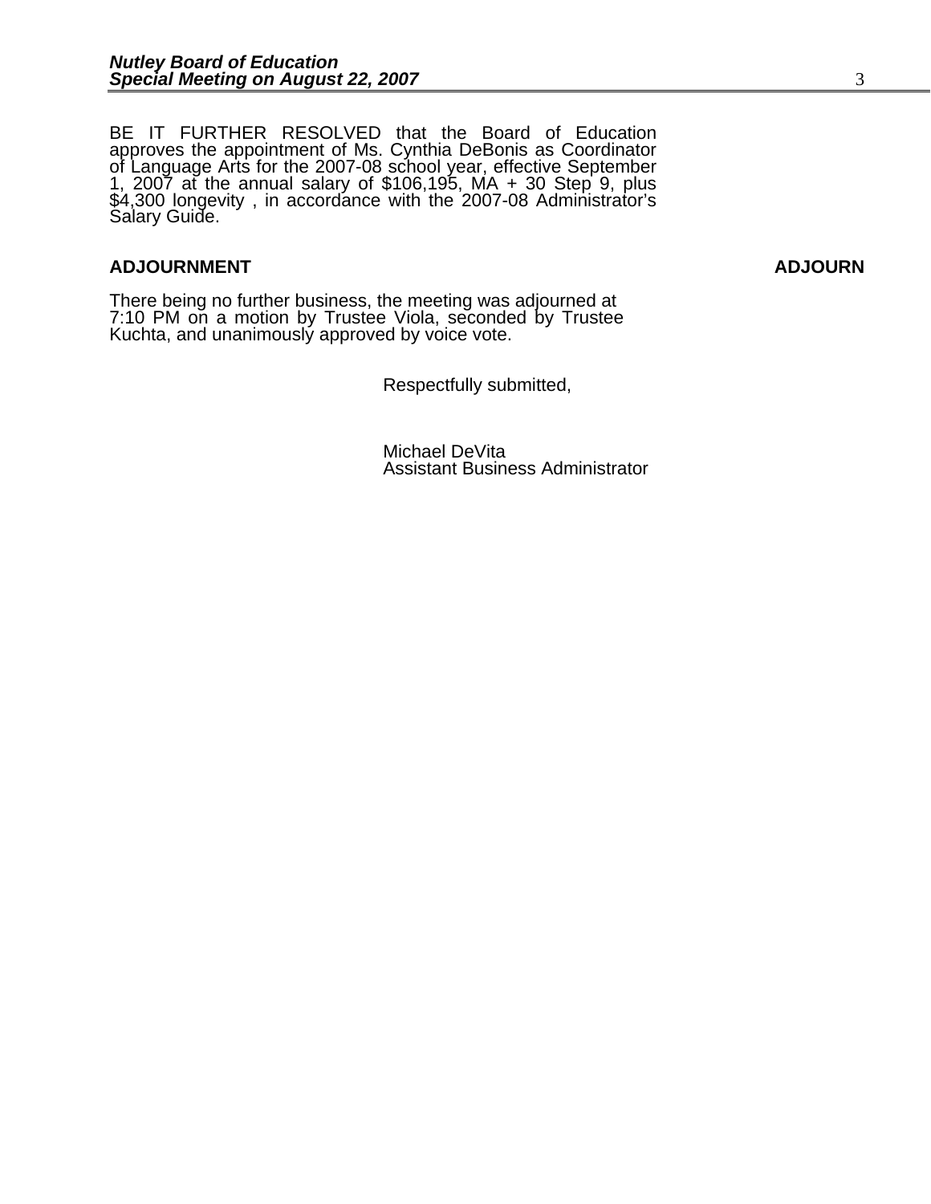BE IT FURTHER RESOLVED that the Board of Education approves the appointment of Ms. Cynthia DeBonis as Coordinator of Language Arts for the 2007-08 school year, effective September 1, 2007 at the annual salary of $106,195, MA + 30 Step 9, plus $4,300 longevity , in accordance with the 2007-08 Administrator's Salary Guide.

**ADJOURNMENT** **ADJOURN**

There being no further business, the meeting was adjourned at 7:10 PM on a motion by Trustee Viola, seconded by Trustee Kuchta, and unanimously approved by voice vote.

Respectfully submitted,

Michael DeVita
Assistant Business Administrator